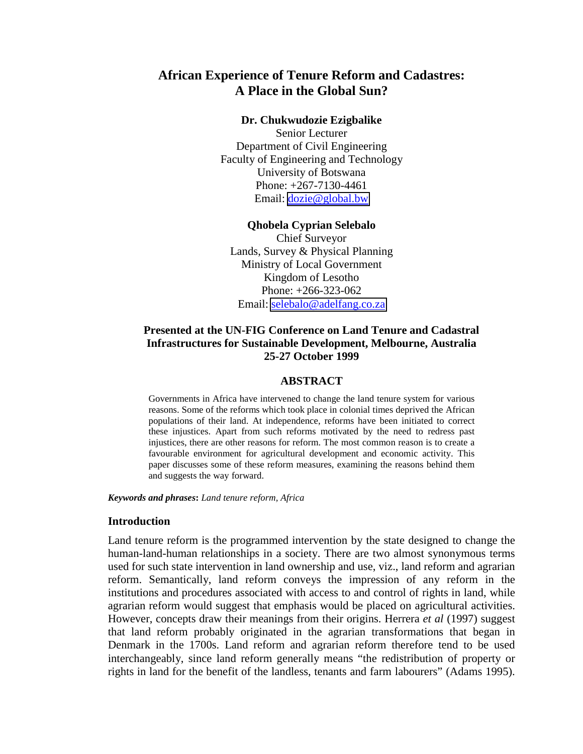# African Experience of Tenure Reform and Cadastres: A Place in the Global Sun?

**Dr. Chukwudozie Ezigbalike**
Senior Lecturer
Department of Civil Engineering
Faculty of Engineering and Technology
University of Botswana
Phone: +267-7130-4461
Email: dozie@global.bw

**Qhobela Cyprian Selebalo**
Chief Surveyor
Lands, Survey & Physical Planning
Ministry of Local Government
Kingdom of Lesotho
Phone: +266-323-062
Email: selebalo@adelfang.co.za

**Presented at the UN-FIG Conference on Land Tenure and Cadastral Infrastructures for Sustainable Development, Melbourne, Australia 25-27 October 1999**

## ABSTRACT

Governments in Africa have intervened to change the land tenure system for various reasons. Some of the reforms which took place in colonial times deprived the African populations of their land. At independence, reforms have been initiated to correct these injustices. Apart from such reforms motivated by the need to redress past injustices, there are other reasons for reform. The most common reason is to create a favourable environment for agricultural development and economic activity. This paper discusses some of these reform measures, examining the reasons behind them and suggests the way forward.

***Keywords and phrases*:** *Land tenure reform, Africa*

## Introduction

Land tenure reform is the programmed intervention by the state designed to change the human-land-human relationships in a society. There are two almost synonymous terms used for such state intervention in land ownership and use, viz., land reform and agrarian reform. Semantically, land reform conveys the impression of any reform in the institutions and procedures associated with access to and control of rights in land, while agrarian reform would suggest that emphasis would be placed on agricultural activities. However, concepts draw their meanings from their origins. Herrera *et al* (1997) suggest that land reform probably originated in the agrarian transformations that began in Denmark in the 1700s. Land reform and agrarian reform therefore tend to be used interchangeably, since land reform generally means "the redistribution of property or rights in land for the benefit of the landless, tenants and farm labourers" (Adams 1995).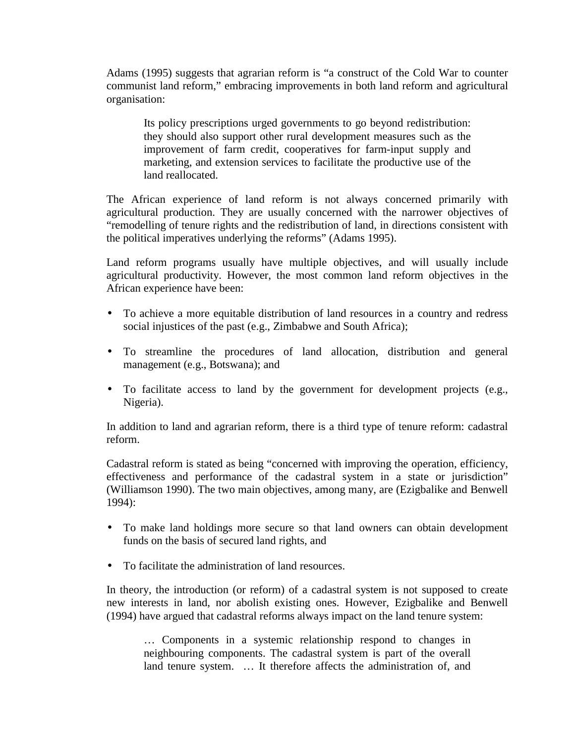Adams (1995) suggests that agrarian reform is "a construct of the Cold War to counter communist land reform," embracing improvements in both land reform and agricultural organisation:

> Its policy prescriptions urged governments to go beyond redistribution: they should also support other rural development measures such as the improvement of farm credit, cooperatives for farm-input supply and marketing, and extension services to facilitate the productive use of the land reallocated.

The African experience of land reform is not always concerned primarily with agricultural production. They are usually concerned with the narrower objectives of "remodelling of tenure rights and the redistribution of land, in directions consistent with the political imperatives underlying the reforms" (Adams 1995).

Land reform programs usually have multiple objectives, and will usually include agricultural productivity. However, the most common land reform objectives in the African experience have been:

- To achieve a more equitable distribution of land resources in a country and redress social injustices of the past (e.g., Zimbabwe and South Africa);
- To streamline the procedures of land allocation, distribution and general management (e.g., Botswana); and
- To facilitate access to land by the government for development projects (e.g., Nigeria).

In addition to land and agrarian reform, there is a third type of tenure reform: cadastral reform.

Cadastral reform is stated as being "concerned with improving the operation, efficiency, effectiveness and performance of the cadastral system in a state or jurisdiction" (Williamson 1990). The two main objectives, among many, are (Ezigbalike and Benwell 1994):

- To make land holdings more secure so that land owners can obtain development funds on the basis of secured land rights, and
- To facilitate the administration of land resources.

In theory, the introduction (or reform) of a cadastral system is not supposed to create new interests in land, nor abolish existing ones. However, Ezigbalike and Benwell (1994) have argued that cadastral reforms always impact on the land tenure system:

> … Components in a systemic relationship respond to changes in neighbouring components. The cadastral system is part of the overall land tenure system. … It therefore affects the administration of, and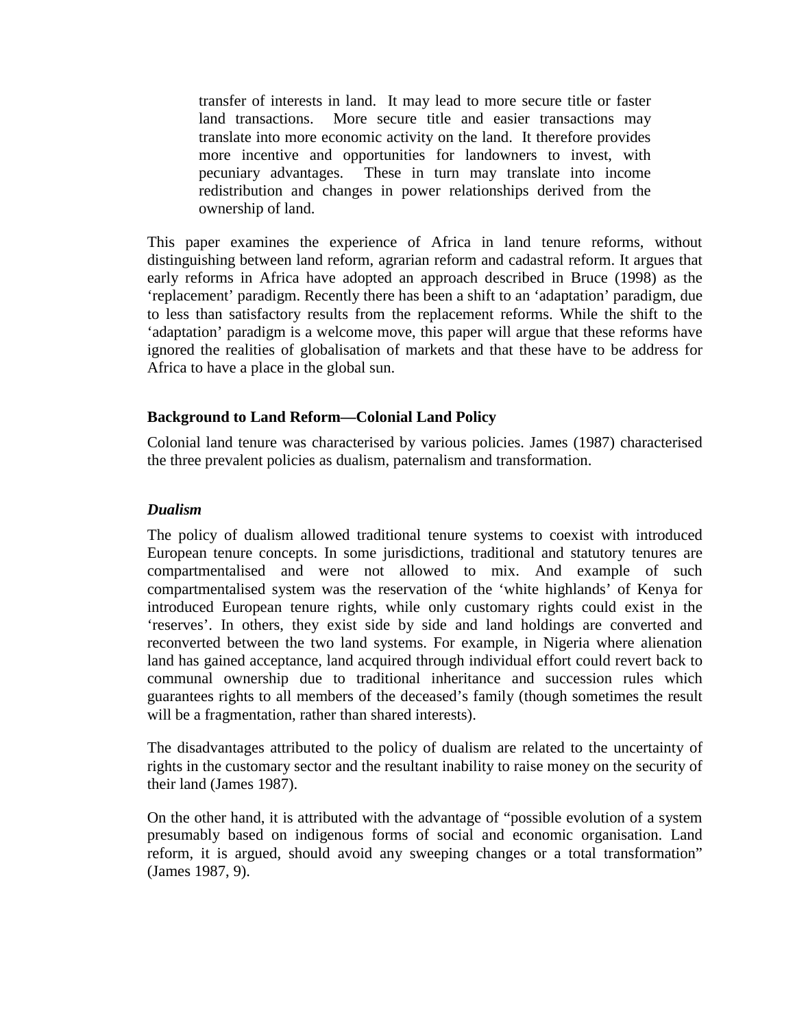> transfer of interests in land. It may lead to more secure title or faster land transactions. More secure title and easier transactions may translate into more economic activity on the land. It therefore provides more incentive and opportunities for landowners to invest, with pecuniary advantages. These in turn may translate into income redistribution and changes in power relationships derived from the ownership of land.

This paper examines the experience of Africa in land tenure reforms, without distinguishing between land reform, agrarian reform and cadastral reform. It argues that early reforms in Africa have adopted an approach described in Bruce (1998) as the 'replacement' paradigm. Recently there has been a shift to an 'adaptation' paradigm, due to less than satisfactory results from the replacement reforms. While the shift to the 'adaptation' paradigm is a welcome move, this paper will argue that these reforms have ignored the realities of globalisation of markets and that these have to be address for Africa to have a place in the global sun.

## Background to Land Reform—Colonial Land Policy

Colonial land tenure was characterised by various policies. James (1987) characterised the three prevalent policies as dualism, paternalism and transformation.

### *Dualism*

The policy of dualism allowed traditional tenure systems to coexist with introduced European tenure concepts. In some jurisdictions, traditional and statutory tenures are compartmentalised and were not allowed to mix. And example of such compartmentalised system was the reservation of the 'white highlands' of Kenya for introduced European tenure rights, while only customary rights could exist in the 'reserves'. In others, they exist side by side and land holdings are converted and reconverted between the two land systems. For example, in Nigeria where alienation land has gained acceptance, land acquired through individual effort could revert back to communal ownership due to traditional inheritance and succession rules which guarantees rights to all members of the deceased's family (though sometimes the result will be a fragmentation, rather than shared interests).

The disadvantages attributed to the policy of dualism are related to the uncertainty of rights in the customary sector and the resultant inability to raise money on the security of their land (James 1987).

On the other hand, it is attributed with the advantage of "possible evolution of a system presumably based on indigenous forms of social and economic organisation. Land reform, it is argued, should avoid any sweeping changes or a total transformation" (James 1987, 9).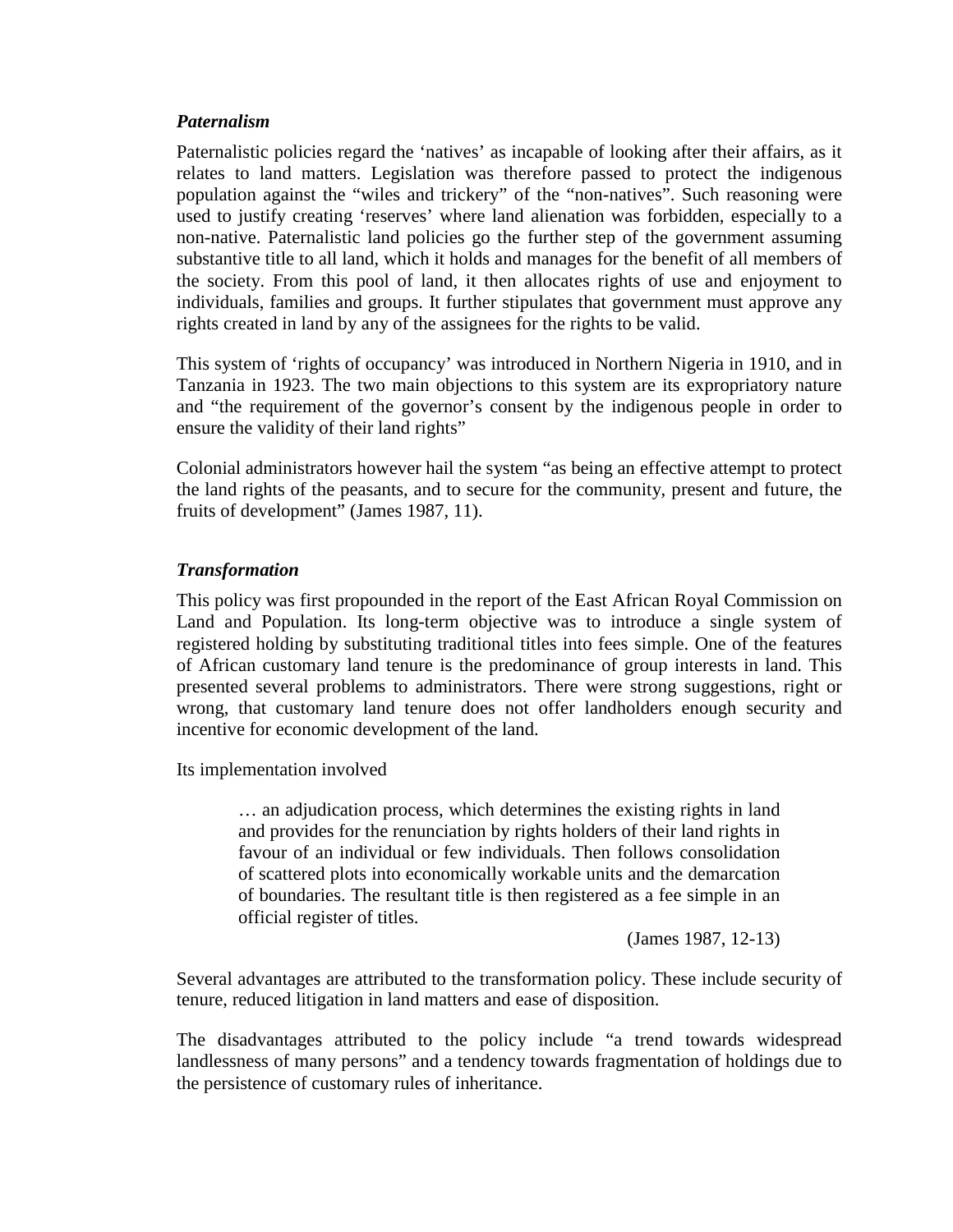### *Paternalism*

Paternalistic policies regard the 'natives' as incapable of looking after their affairs, as it relates to land matters. Legislation was therefore passed to protect the indigenous population against the "wiles and trickery" of the "non-natives". Such reasoning were used to justify creating 'reserves' where land alienation was forbidden, especially to a non-native. Paternalistic land policies go the further step of the government assuming substantive title to all land, which it holds and manages for the benefit of all members of the society. From this pool of land, it then allocates rights of use and enjoyment to individuals, families and groups. It further stipulates that government must approve any rights created in land by any of the assignees for the rights to be valid.

This system of 'rights of occupancy' was introduced in Northern Nigeria in 1910, and in Tanzania in 1923. The two main objections to this system are its expropriatory nature and "the requirement of the governor's consent by the indigenous people in order to ensure the validity of their land rights"

Colonial administrators however hail the system "as being an effective attempt to protect the land rights of the peasants, and to secure for the community, present and future, the fruits of development" (James 1987, 11).

### *Transformation*

This policy was first propounded in the report of the East African Royal Commission on Land and Population. Its long-term objective was to introduce a single system of registered holding by substituting traditional titles into fees simple. One of the features of African customary land tenure is the predominance of group interests in land. This presented several problems to administrators. There were strong suggestions, right or wrong, that customary land tenure does not offer landholders enough security and incentive for economic development of the land.

Its implementation involved

> … an adjudication process, which determines the existing rights in land and provides for the renunciation by rights holders of their land rights in favour of an individual or few individuals. Then follows consolidation of scattered plots into economically workable units and the demarcation of boundaries. The resultant title is then registered as a fee simple in an official register of titles.
>
> (James 1987, 12-13)

Several advantages are attributed to the transformation policy. These include security of tenure, reduced litigation in land matters and ease of disposition.

The disadvantages attributed to the policy include "a trend towards widespread landlessness of many persons" and a tendency towards fragmentation of holdings due to the persistence of customary rules of inheritance.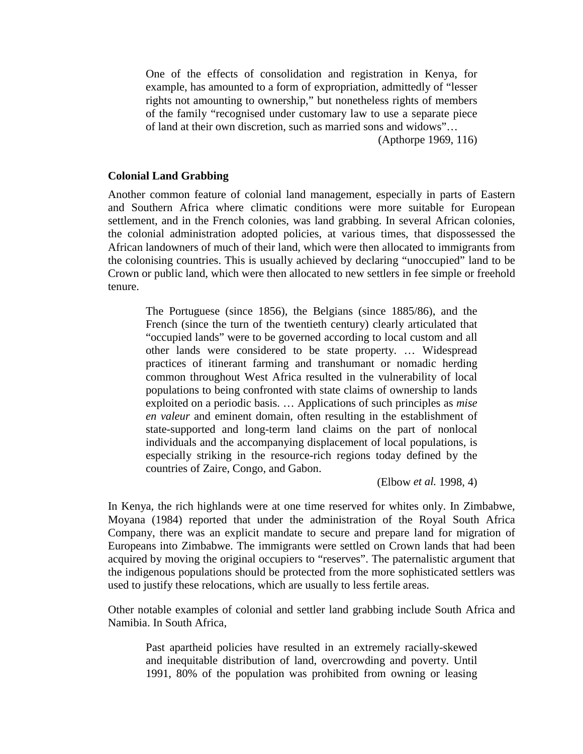> One of the effects of consolidation and registration in Kenya, for example, has amounted to a form of expropriation, admittedly of "lesser rights not amounting to ownership," but nonetheless rights of members of the family "recognised under customary law to use a separate piece of land at their own discretion, such as married sons and widows"…
>
> (Apthorpe 1969, 116)

### Colonial Land Grabbing

Another common feature of colonial land management, especially in parts of Eastern and Southern Africa where climatic conditions were more suitable for European settlement, and in the French colonies, was land grabbing. In several African colonies, the colonial administration adopted policies, at various times, that dispossessed the African landowners of much of their land, which were then allocated to immigrants from the colonising countries. This is usually achieved by declaring "unoccupied" land to be Crown or public land, which were then allocated to new settlers in fee simple or freehold tenure.

> The Portuguese (since 1856), the Belgians (since 1885/86), and the French (since the turn of the twentieth century) clearly articulated that "occupied lands" were to be governed according to local custom and all other lands were considered to be state property. … Widespread practices of itinerant farming and transhumant or nomadic herding common throughout West Africa resulted in the vulnerability of local populations to being confronted with state claims of ownership to lands exploited on a periodic basis. … Applications of such principles as *mise en valeur* and eminent domain, often resulting in the establishment of state-supported and long-term land claims on the part of nonlocal individuals and the accompanying displacement of local populations, is especially striking in the resource-rich regions today defined by the countries of Zaire, Congo, and Gabon.
>
> (Elbow *et al.* 1998, 4)

In Kenya, the rich highlands were at one time reserved for whites only. In Zimbabwe, Moyana (1984) reported that under the administration of the Royal South Africa Company, there was an explicit mandate to secure and prepare land for migration of Europeans into Zimbabwe. The immigrants were settled on Crown lands that had been acquired by moving the original occupiers to "reserves". The paternalistic argument that the indigenous populations should be protected from the more sophisticated settlers was used to justify these relocations, which are usually to less fertile areas.

Other notable examples of colonial and settler land grabbing include South Africa and Namibia. In South Africa,

> Past apartheid policies have resulted in an extremely racially-skewed and inequitable distribution of land, overcrowding and poverty. Until 1991, 80% of the population was prohibited from owning or leasing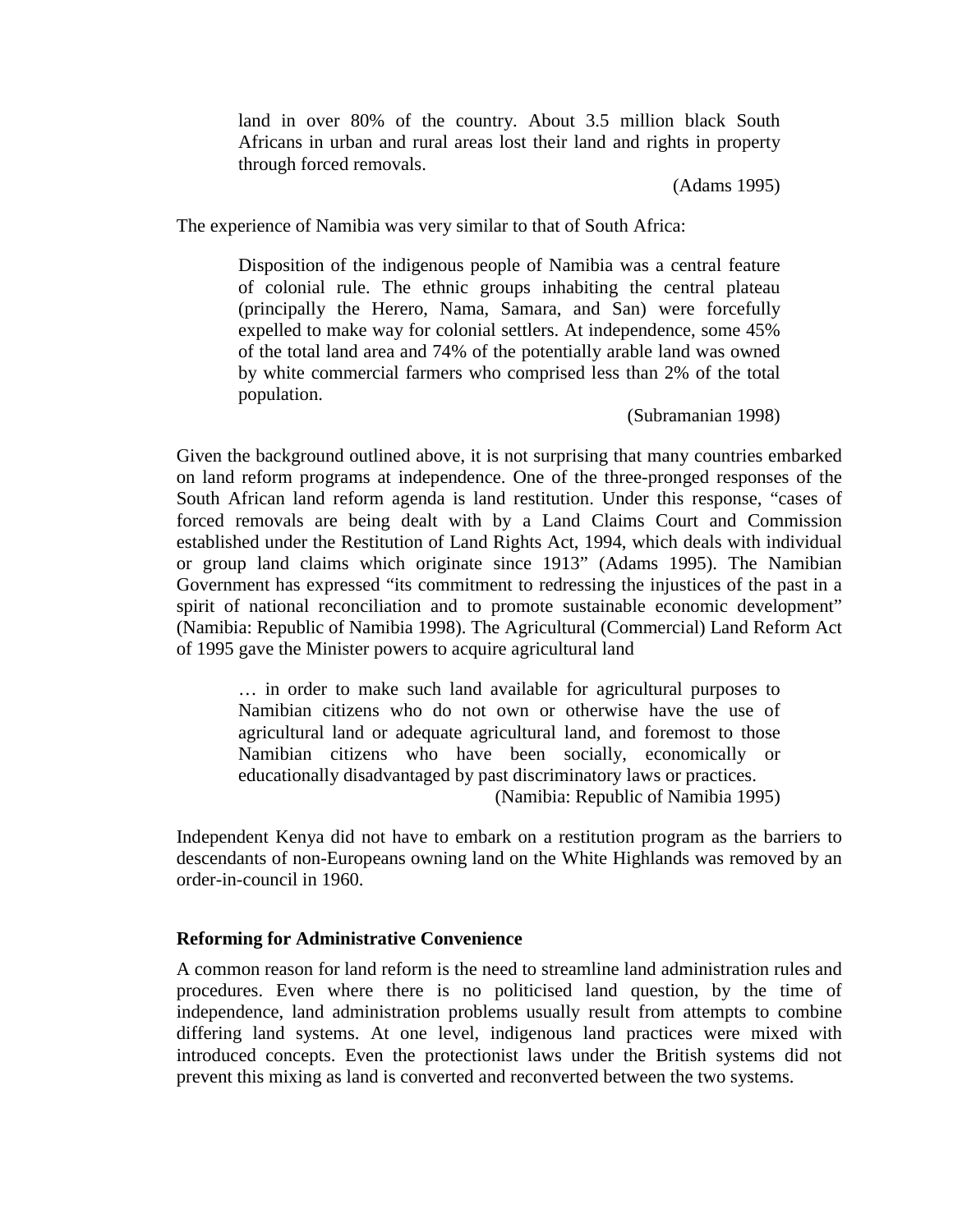> land in over 80% of the country. About 3.5 million black South Africans in urban and rural areas lost their land and rights in property through forced removals.
>
> (Adams 1995)

The experience of Namibia was very similar to that of South Africa:

> Disposition of the indigenous people of Namibia was a central feature of colonial rule. The ethnic groups inhabiting the central plateau (principally the Herero, Nama, Samara, and San) were forcefully expelled to make way for colonial settlers. At independence, some 45% of the total land area and 74% of the potentially arable land was owned by white commercial farmers who comprised less than 2% of the total population.
>
> (Subramanian 1998)

Given the background outlined above, it is not surprising that many countries embarked on land reform programs at independence. One of the three-pronged responses of the South African land reform agenda is land restitution. Under this response, "cases of forced removals are being dealt with by a Land Claims Court and Commission established under the Restitution of Land Rights Act, 1994, which deals with individual or group land claims which originate since 1913" (Adams 1995). The Namibian Government has expressed "its commitment to redressing the injustices of the past in a spirit of national reconciliation and to promote sustainable economic development" (Namibia: Republic of Namibia 1998). The Agricultural (Commercial) Land Reform Act of 1995 gave the Minister powers to acquire agricultural land

> … in order to make such land available for agricultural purposes to Namibian citizens who do not own or otherwise have the use of agricultural land or adequate agricultural land, and foremost to those Namibian citizens who have been socially, economically or educationally disadvantaged by past discriminatory laws or practices.
>
> (Namibia: Republic of Namibia 1995)

Independent Kenya did not have to embark on a restitution program as the barriers to descendants of non-Europeans owning land on the White Highlands was removed by an order-in-council in 1960.

**Reforming for Administrative Convenience**

A common reason for land reform is the need to streamline land administration rules and procedures. Even where there is no politicised land question, by the time of independence, land administration problems usually result from attempts to combine differing land systems. At one level, indigenous land practices were mixed with introduced concepts. Even the protectionist laws under the British systems did not prevent this mixing as land is converted and reconverted between the two systems.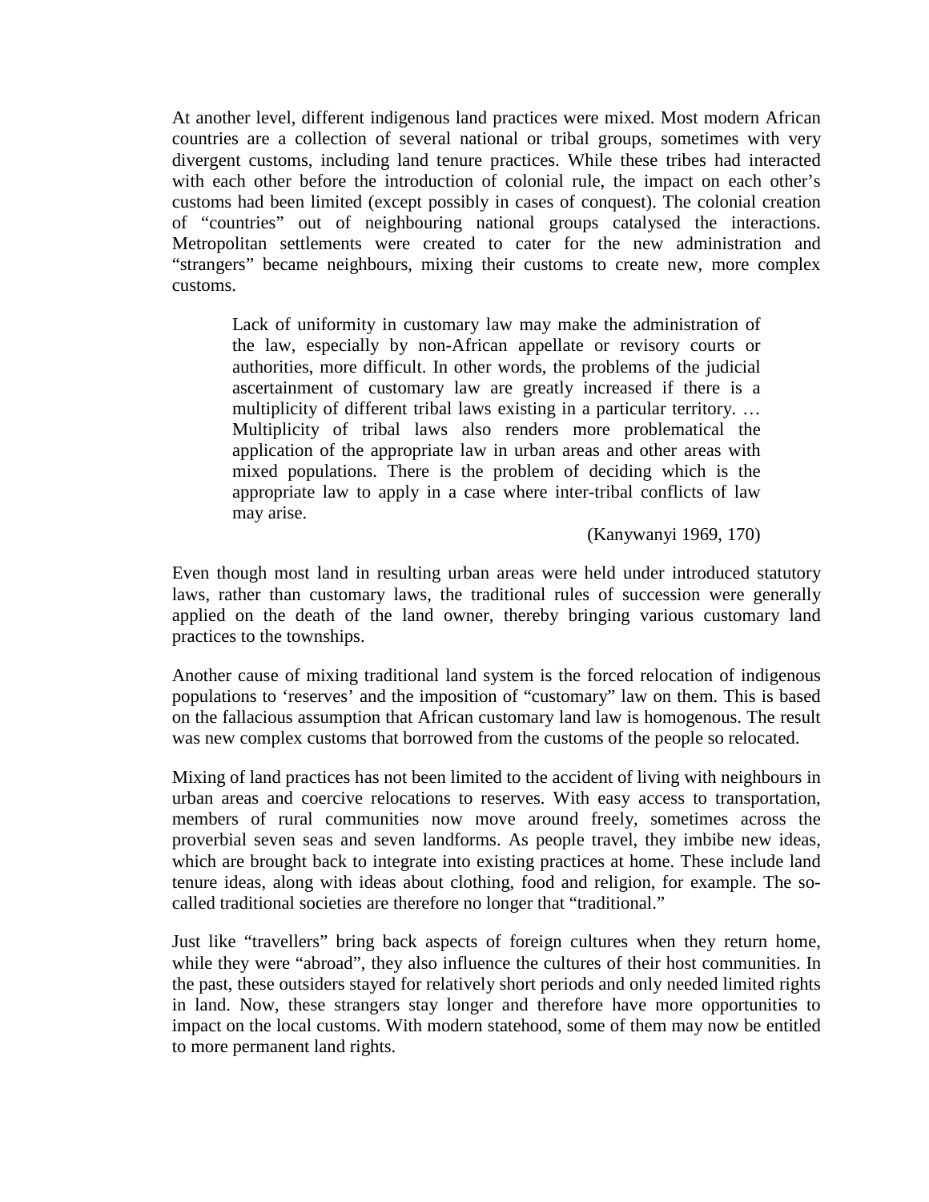At another level, different indigenous land practices were mixed. Most modern African countries are a collection of several national or tribal groups, sometimes with very divergent customs, including land tenure practices. While these tribes had interacted with each other before the introduction of colonial rule, the impact on each other's customs had been limited (except possibly in cases of conquest). The colonial creation of "countries" out of neighbouring national groups catalysed the interactions. Metropolitan settlements were created to cater for the new administration and "strangers" became neighbours, mixing their customs to create new, more complex customs.

> Lack of uniformity in customary law may make the administration of the law, especially by non-African appellate or revisory courts or authorities, more difficult. In other words, the problems of the judicial ascertainment of customary law are greatly increased if there is a multiplicity of different tribal laws existing in a particular territory. … Multiplicity of tribal laws also renders more problematical the application of the appropriate law in urban areas and other areas with mixed populations. There is the problem of deciding which is the appropriate law to apply in a case where inter-tribal conflicts of law may arise.
>
> (Kanywanyi 1969, 170)

Even though most land in resulting urban areas were held under introduced statutory laws, rather than customary laws, the traditional rules of succession were generally applied on the death of the land owner, thereby bringing various customary land practices to the townships.

Another cause of mixing traditional land system is the forced relocation of indigenous populations to 'reserves' and the imposition of "customary" law on them. This is based on the fallacious assumption that African customary land law is homogenous. The result was new complex customs that borrowed from the customs of the people so relocated.

Mixing of land practices has not been limited to the accident of living with neighbours in urban areas and coercive relocations to reserves. With easy access to transportation, members of rural communities now move around freely, sometimes across the proverbial seven seas and seven landforms. As people travel, they imbibe new ideas, which are brought back to integrate into existing practices at home. These include land tenure ideas, along with ideas about clothing, food and religion, for example. The so-called traditional societies are therefore no longer that "traditional."

Just like "travellers" bring back aspects of foreign cultures when they return home, while they were "abroad", they also influence the cultures of their host communities. In the past, these outsiders stayed for relatively short periods and only needed limited rights in land. Now, these strangers stay longer and therefore have more opportunities to impact on the local customs. With modern statehood, some of them may now be entitled to more permanent land rights.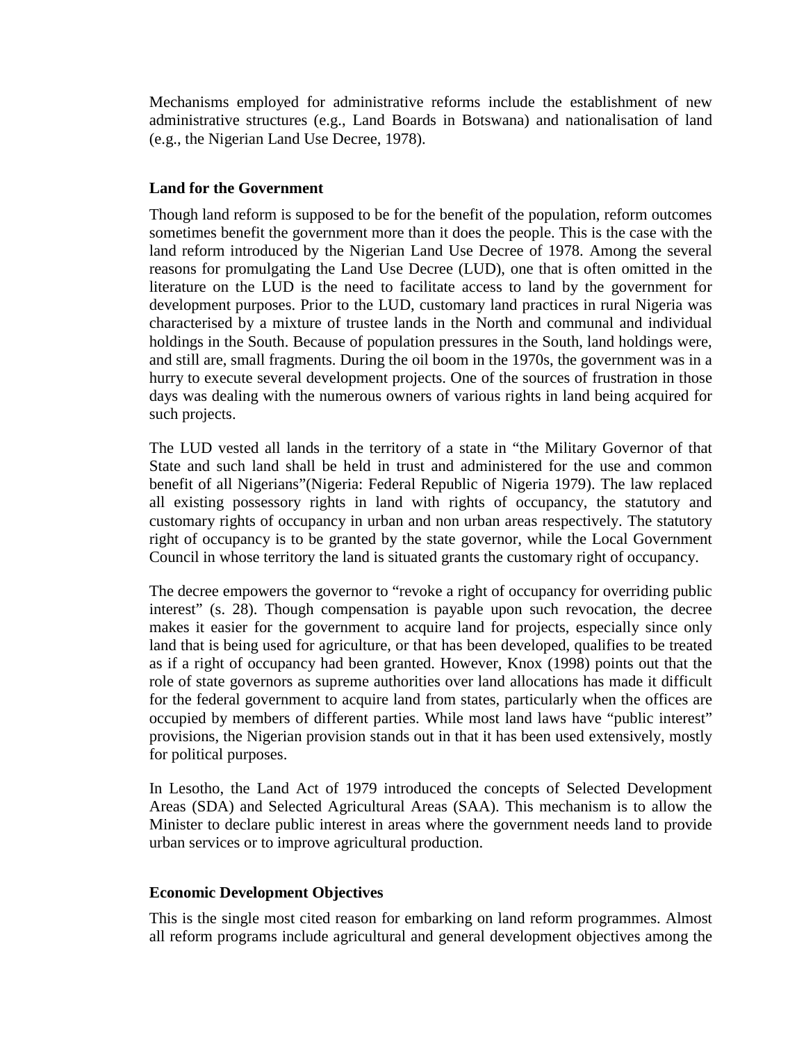Mechanisms employed for administrative reforms include the establishment of new administrative structures (e.g., Land Boards in Botswana) and nationalisation of land (e.g., the Nigerian Land Use Decree, 1978).

**Land for the Government**

Though land reform is supposed to be for the benefit of the population, reform outcomes sometimes benefit the government more than it does the people. This is the case with the land reform introduced by the Nigerian Land Use Decree of 1978. Among the several reasons for promulgating the Land Use Decree (LUD), one that is often omitted in the literature on the LUD is the need to facilitate access to land by the government for development purposes. Prior to the LUD, customary land practices in rural Nigeria was characterised by a mixture of trustee lands in the North and communal and individual holdings in the South. Because of population pressures in the South, land holdings were, and still are, small fragments. During the oil boom in the 1970s, the government was in a hurry to execute several development projects. One of the sources of frustration in those days was dealing with the numerous owners of various rights in land being acquired for such projects.

The LUD vested all lands in the territory of a state in "the Military Governor of that State and such land shall be held in trust and administered for the use and common benefit of all Nigerians"(Nigeria: Federal Republic of Nigeria 1979). The law replaced all existing possessory rights in land with rights of occupancy, the statutory and customary rights of occupancy in urban and non urban areas respectively. The statutory right of occupancy is to be granted by the state governor, while the Local Government Council in whose territory the land is situated grants the customary right of occupancy.

The decree empowers the governor to "revoke a right of occupancy for overriding public interest" (s. 28). Though compensation is payable upon such revocation, the decree makes it easier for the government to acquire land for projects, especially since only land that is being used for agriculture, or that has been developed, qualifies to be treated as if a right of occupancy had been granted. However, Knox (1998) points out that the role of state governors as supreme authorities over land allocations has made it difficult for the federal government to acquire land from states, particularly when the offices are occupied by members of different parties. While most land laws have "public interest" provisions, the Nigerian provision stands out in that it has been used extensively, mostly for political purposes.

In Lesotho, the Land Act of 1979 introduced the concepts of Selected Development Areas (SDA) and Selected Agricultural Areas (SAA). This mechanism is to allow the Minister to declare public interest in areas where the government needs land to provide urban services or to improve agricultural production.

**Economic Development Objectives**

This is the single most cited reason for embarking on land reform programmes. Almost all reform programs include agricultural and general development objectives among the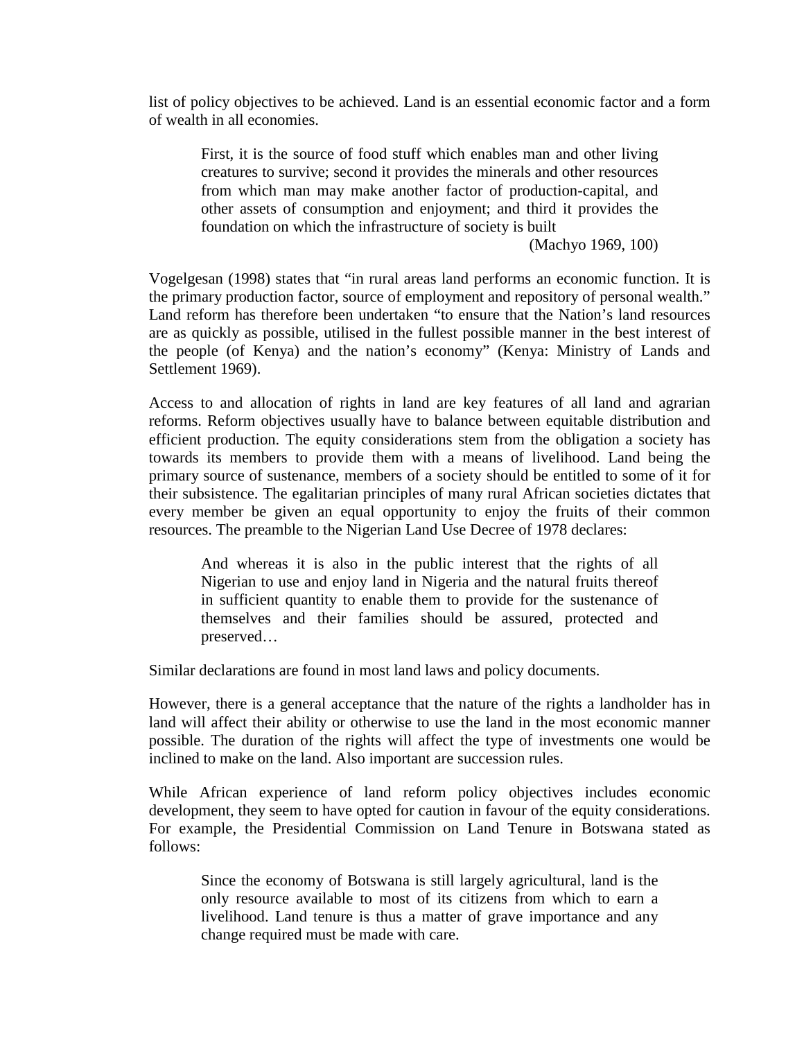list of policy objectives to be achieved. Land is an essential economic factor and a form of wealth in all economies.

> First, it is the source of food stuff which enables man and other living creatures to survive; second it provides the minerals and other resources from which man may make another factor of production-capital, and other assets of consumption and enjoyment; and third it provides the foundation on which the infrastructure of society is built
>
> (Machyo 1969, 100)

Vogelgesan (1998) states that "in rural areas land performs an economic function. It is the primary production factor, source of employment and repository of personal wealth." Land reform has therefore been undertaken "to ensure that the Nation's land resources are as quickly as possible, utilised in the fullest possible manner in the best interest of the people (of Kenya) and the nation's economy" (Kenya: Ministry of Lands and Settlement 1969).

Access to and allocation of rights in land are key features of all land and agrarian reforms. Reform objectives usually have to balance between equitable distribution and efficient production. The equity considerations stem from the obligation a society has towards its members to provide them with a means of livelihood. Land being the primary source of sustenance, members of a society should be entitled to some of it for their subsistence. The egalitarian principles of many rural African societies dictates that every member be given an equal opportunity to enjoy the fruits of their common resources. The preamble to the Nigerian Land Use Decree of 1978 declares:

> And whereas it is also in the public interest that the rights of all Nigerian to use and enjoy land in Nigeria and the natural fruits thereof in sufficient quantity to enable them to provide for the sustenance of themselves and their families should be assured, protected and preserved…

Similar declarations are found in most land laws and policy documents.

However, there is a general acceptance that the nature of the rights a landholder has in land will affect their ability or otherwise to use the land in the most economic manner possible. The duration of the rights will affect the type of investments one would be inclined to make on the land. Also important are succession rules.

While African experience of land reform policy objectives includes economic development, they seem to have opted for caution in favour of the equity considerations. For example, the Presidential Commission on Land Tenure in Botswana stated as follows:

> Since the economy of Botswana is still largely agricultural, land is the only resource available to most of its citizens from which to earn a livelihood. Land tenure is thus a matter of grave importance and any change required must be made with care.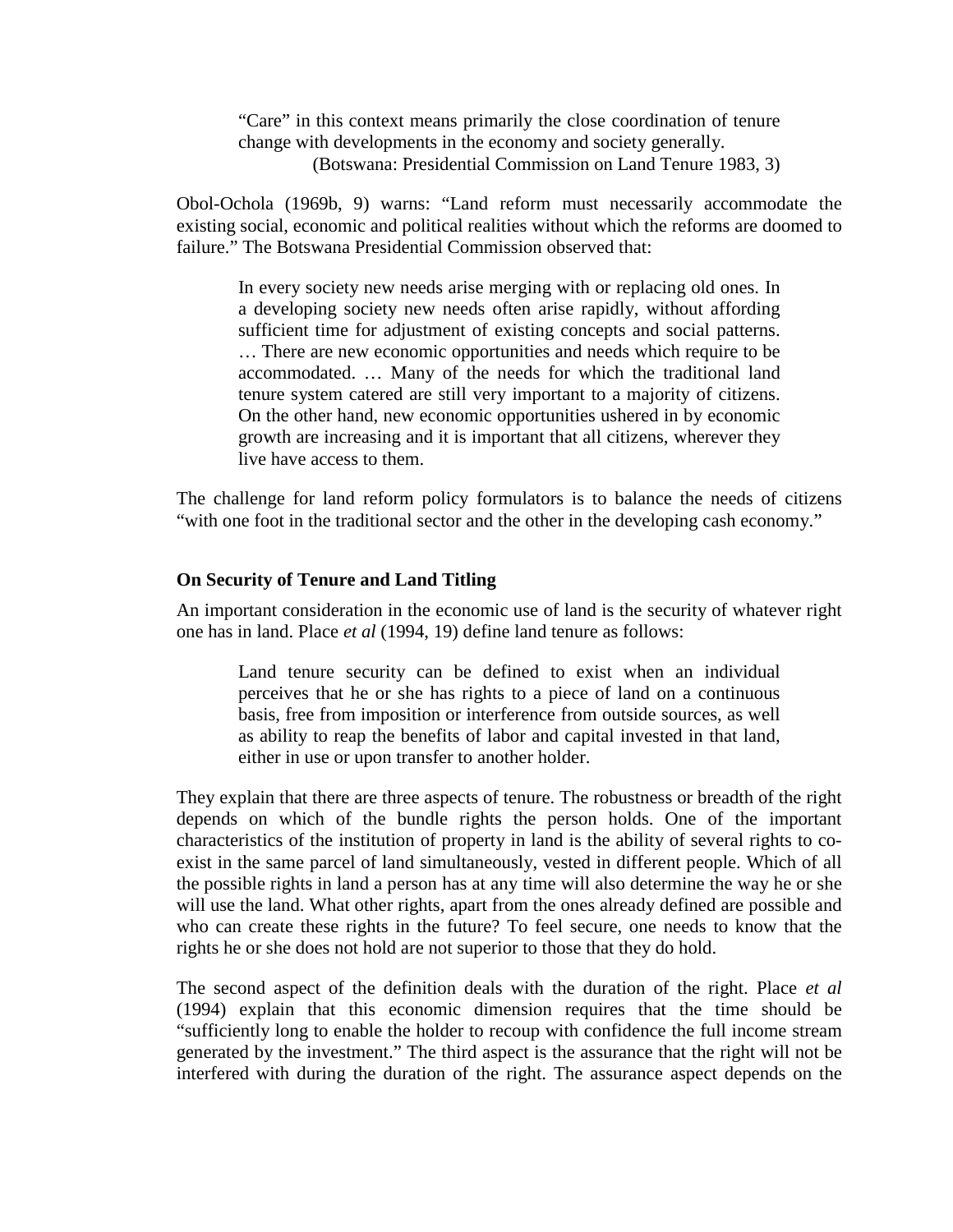> "Care" in this context means primarily the close coordination of tenure change with developments in the economy and society generally.
> (Botswana: Presidential Commission on Land Tenure 1983, 3)

Obol-Ochola (1969b, 9) warns: "Land reform must necessarily accommodate the existing social, economic and political realities without which the reforms are doomed to failure." The Botswana Presidential Commission observed that:

> In every society new needs arise merging with or replacing old ones. In a developing society new needs often arise rapidly, without affording sufficient time for adjustment of existing concepts and social patterns. … There are new economic opportunities and needs which require to be accommodated. … Many of the needs for which the traditional land tenure system catered are still very important to a majority of citizens. On the other hand, new economic opportunities ushered in by economic growth are increasing and it is important that all citizens, wherever they live have access to them.

The challenge for land reform policy formulators is to balance the needs of citizens "with one foot in the traditional sector and the other in the developing cash economy."

### On Security of Tenure and Land Titling

An important consideration in the economic use of land is the security of whatever right one has in land. Place *et al* (1994, 19) define land tenure as follows:

> Land tenure security can be defined to exist when an individual perceives that he or she has rights to a piece of land on a continuous basis, free from imposition or interference from outside sources, as well as ability to reap the benefits of labor and capital invested in that land, either in use or upon transfer to another holder.

They explain that there are three aspects of tenure. The robustness or breadth of the right depends on which of the bundle rights the person holds. One of the important characteristics of the institution of property in land is the ability of several rights to co-exist in the same parcel of land simultaneously, vested in different people. Which of all the possible rights in land a person has at any time will also determine the way he or she will use the land. What other rights, apart from the ones already defined are possible and who can create these rights in the future? To feel secure, one needs to know that the rights he or she does not hold are not superior to those that they do hold.

The second aspect of the definition deals with the duration of the right. Place *et al* (1994) explain that this economic dimension requires that the time should be "sufficiently long to enable the holder to recoup with confidence the full income stream generated by the investment." The third aspect is the assurance that the right will not be interfered with during the duration of the right. The assurance aspect depends on the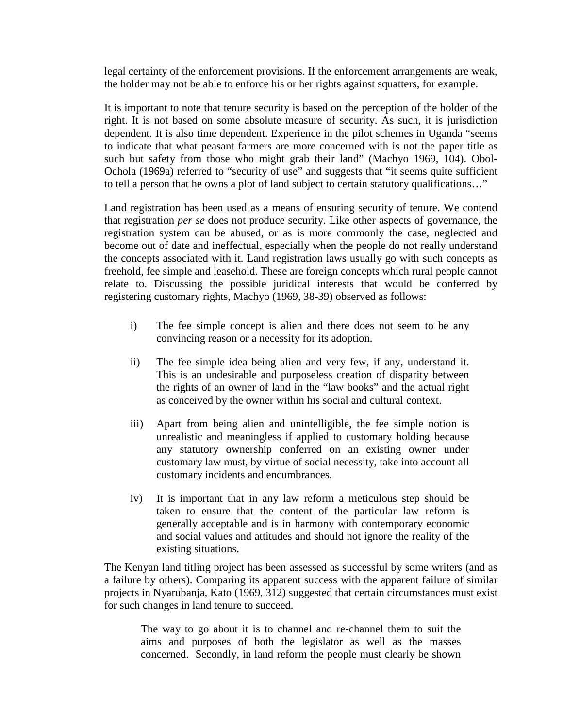legal certainty of the enforcement provisions. If the enforcement arrangements are weak, the holder may not be able to enforce his or her rights against squatters, for example.

It is important to note that tenure security is based on the perception of the holder of the right. It is not based on some absolute measure of security. As such, it is jurisdiction dependent. It is also time dependent. Experience in the pilot schemes in Uganda "seems to indicate that what peasant farmers are more concerned with is not the paper title as such but safety from those who might grab their land" (Machyo 1969, 104). Obol-Ochola (1969a) referred to "security of use" and suggests that "it seems quite sufficient to tell a person that he owns a plot of land subject to certain statutory qualifications…"

Land registration has been used as a means of ensuring security of tenure. We contend that registration *per se* does not produce security. Like other aspects of governance, the registration system can be abused, or as is more commonly the case, neglected and become out of date and ineffectual, especially when the people do not really understand the concepts associated with it. Land registration laws usually go with such concepts as freehold, fee simple and leasehold. These are foreign concepts which rural people cannot relate to. Discussing the possible juridical interests that would be conferred by registering customary rights, Machyo (1969, 38-39) observed as follows:

> i) The fee simple concept is alien and there does not seem to be any convincing reason or a necessity for its adoption.
>
> ii) The fee simple idea being alien and very few, if any, understand it. This is an undesirable and purposeless creation of disparity between the rights of an owner of land in the "law books" and the actual right as conceived by the owner within his social and cultural context.
>
> iii) Apart from being alien and unintelligible, the fee simple notion is unrealistic and meaningless if applied to customary holding because any statutory ownership conferred on an existing owner under customary law must, by virtue of social necessity, take into account all customary incidents and encumbrances.
>
> iv) It is important that in any law reform a meticulous step should be taken to ensure that the content of the particular law reform is generally acceptable and is in harmony with contemporary economic and social values and attitudes and should not ignore the reality of the existing situations.

The Kenyan land titling project has been assessed as successful by some writers (and as a failure by others). Comparing its apparent success with the apparent failure of similar projects in Nyarubanja, Kato (1969, 312) suggested that certain circumstances must exist for such changes in land tenure to succeed.

> The way to go about it is to channel and re-channel them to suit the aims and purposes of both the legislator as well as the masses concerned. Secondly, in land reform the people must clearly be shown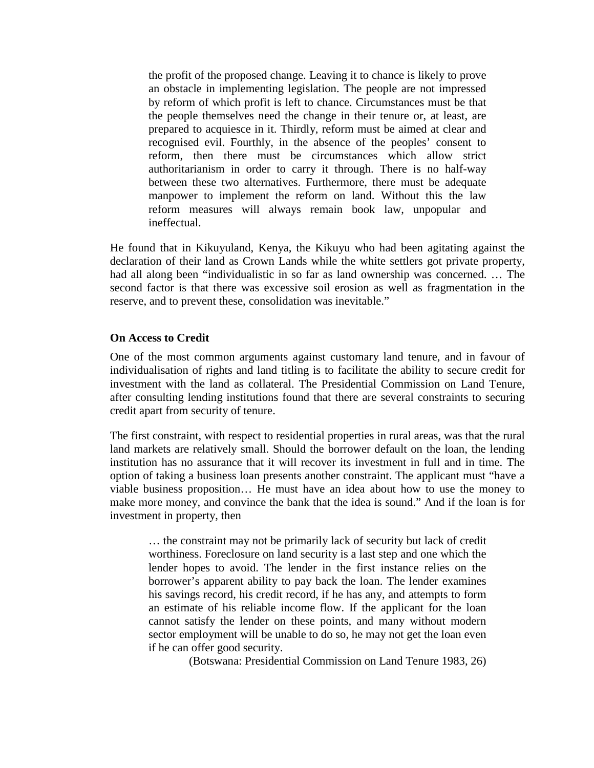> the profit of the proposed change. Leaving it to chance is likely to prove an obstacle in implementing legislation. The people are not impressed by reform of which profit is left to chance. Circumstances must be that the people themselves need the change in their tenure or, at least, are prepared to acquiesce in it. Thirdly, reform must be aimed at clear and recognised evil. Fourthly, in the absence of the peoples' consent to reform, then there must be circumstances which allow strict authoritarianism in order to carry it through. There is no half-way between these two alternatives. Furthermore, there must be adequate manpower to implement the reform on land. Without this the law reform measures will always remain book law, unpopular and ineffectual.

He found that in Kikuyuland, Kenya, the Kikuyu who had been agitating against the declaration of their land as Crown Lands while the white settlers got private property, had all along been "individualistic in so far as land ownership was concerned. … The second factor is that there was excessive soil erosion as well as fragmentation in the reserve, and to prevent these, consolidation was inevitable."

**On Access to Credit**

One of the most common arguments against customary land tenure, and in favour of individualisation of rights and land titling is to facilitate the ability to secure credit for investment with the land as collateral. The Presidential Commission on Land Tenure, after consulting lending institutions found that there are several constraints to securing credit apart from security of tenure.

The first constraint, with respect to residential properties in rural areas, was that the rural land markets are relatively small. Should the borrower default on the loan, the lending institution has no assurance that it will recover its investment in full and in time. The option of taking a business loan presents another constraint. The applicant must "have a viable business proposition… He must have an idea about how to use the money to make more money, and convince the bank that the idea is sound." And if the loan is for investment in property, then

> … the constraint may not be primarily lack of security but lack of credit worthiness. Foreclosure on land security is a last step and one which the lender hopes to avoid. The lender in the first instance relies on the borrower's apparent ability to pay back the loan. The lender examines his savings record, his credit record, if he has any, and attempts to form an estimate of his reliable income flow. If the applicant for the loan cannot satisfy the lender on these points, and many without modern sector employment will be unable to do so, he may not get the loan even if he can offer good security.
>
> (Botswana: Presidential Commission on Land Tenure 1983, 26)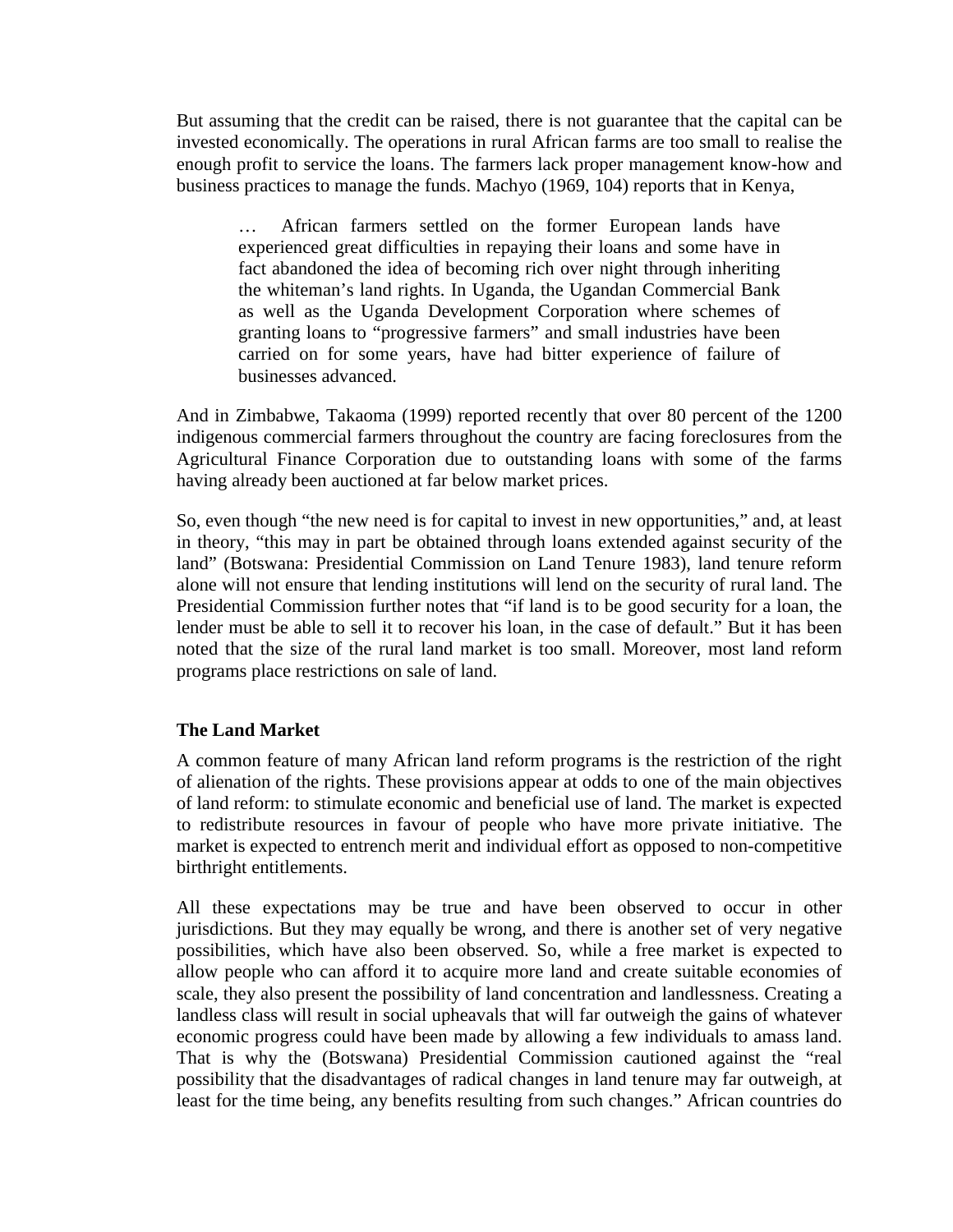But assuming that the credit can be raised, there is not guarantee that the capital can be invested economically. The operations in rural African farms are too small to realise the enough profit to service the loans. The farmers lack proper management know-how and business practices to manage the funds. Machyo (1969, 104) reports that in Kenya,

> … African farmers settled on the former European lands have experienced great difficulties in repaying their loans and some have in fact abandoned the idea of becoming rich over night through inheriting the whiteman's land rights. In Uganda, the Ugandan Commercial Bank as well as the Uganda Development Corporation where schemes of granting loans to "progressive farmers" and small industries have been carried on for some years, have had bitter experience of failure of businesses advanced.

And in Zimbabwe, Takaoma (1999) reported recently that over 80 percent of the 1200 indigenous commercial farmers throughout the country are facing foreclosures from the Agricultural Finance Corporation due to outstanding loans with some of the farms having already been auctioned at far below market prices.

So, even though "the new need is for capital to invest in new opportunities," and, at least in theory, "this may in part be obtained through loans extended against security of the land" (Botswana: Presidential Commission on Land Tenure 1983), land tenure reform alone will not ensure that lending institutions will lend on the security of rural land. The Presidential Commission further notes that "if land is to be good security for a loan, the lender must be able to sell it to recover his loan, in the case of default." But it has been noted that the size of the rural land market is too small. Moreover, most land reform programs place restrictions on sale of land.

### The Land Market

A common feature of many African land reform programs is the restriction of the right of alienation of the rights. These provisions appear at odds to one of the main objectives of land reform: to stimulate economic and beneficial use of land. The market is expected to redistribute resources in favour of people who have more private initiative. The market is expected to entrench merit and individual effort as opposed to non-competitive birthright entitlements.

All these expectations may be true and have been observed to occur in other jurisdictions. But they may equally be wrong, and there is another set of very negative possibilities, which have also been observed. So, while a free market is expected to allow people who can afford it to acquire more land and create suitable economies of scale, they also present the possibility of land concentration and landlessness. Creating a landless class will result in social upheavals that will far outweigh the gains of whatever economic progress could have been made by allowing a few individuals to amass land. That is why the (Botswana) Presidential Commission cautioned against the "real possibility that the disadvantages of radical changes in land tenure may far outweigh, at least for the time being, any benefits resulting from such changes." African countries do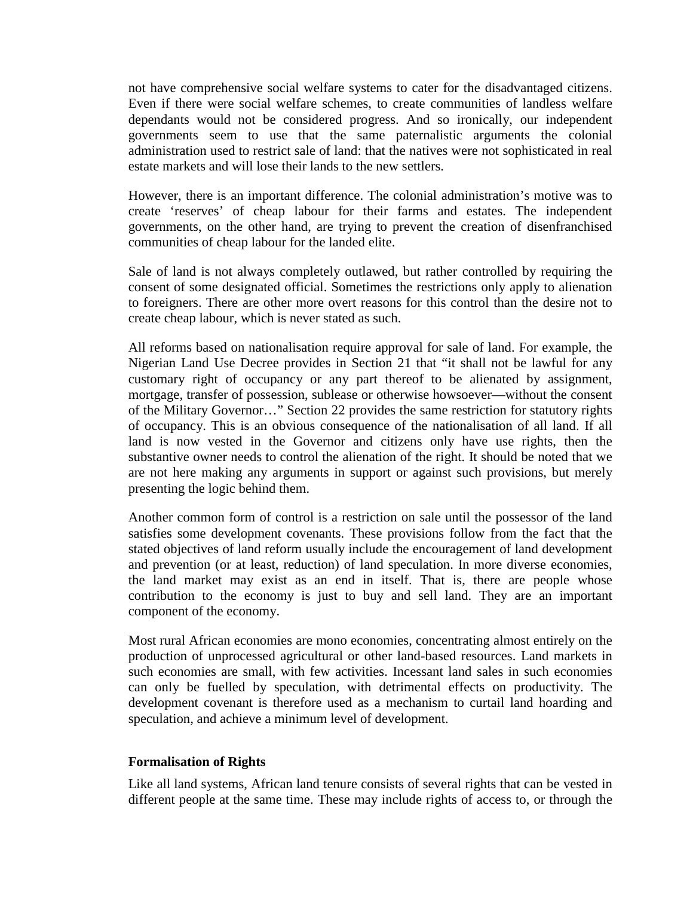not have comprehensive social welfare systems to cater for the disadvantaged citizens. Even if there were social welfare schemes, to create communities of landless welfare dependants would not be considered progress. And so ironically, our independent governments seem to use that the same paternalistic arguments the colonial administration used to restrict sale of land: that the natives were not sophisticated in real estate markets and will lose their lands to the new settlers.

However, there is an important difference. The colonial administration's motive was to create 'reserves' of cheap labour for their farms and estates. The independent governments, on the other hand, are trying to prevent the creation of disenfranchised communities of cheap labour for the landed elite.

Sale of land is not always completely outlawed, but rather controlled by requiring the consent of some designated official. Sometimes the restrictions only apply to alienation to foreigners. There are other more overt reasons for this control than the desire not to create cheap labour, which is never stated as such.

All reforms based on nationalisation require approval for sale of land. For example, the Nigerian Land Use Decree provides in Section 21 that "it shall not be lawful for any customary right of occupancy or any part thereof to be alienated by assignment, mortgage, transfer of possession, sublease or otherwise howsoever—without the consent of the Military Governor…" Section 22 provides the same restriction for statutory rights of occupancy. This is an obvious consequence of the nationalisation of all land. If all land is now vested in the Governor and citizens only have use rights, then the substantive owner needs to control the alienation of the right. It should be noted that we are not here making any arguments in support or against such provisions, but merely presenting the logic behind them.

Another common form of control is a restriction on sale until the possessor of the land satisfies some development covenants. These provisions follow from the fact that the stated objectives of land reform usually include the encouragement of land development and prevention (or at least, reduction) of land speculation. In more diverse economies, the land market may exist as an end in itself. That is, there are people whose contribution to the economy is just to buy and sell land. They are an important component of the economy.

Most rural African economies are mono economies, concentrating almost entirely on the production of unprocessed agricultural or other land-based resources. Land markets in such economies are small, with few activities. Incessant land sales in such economies can only be fuelled by speculation, with detrimental effects on productivity. The development covenant is therefore used as a mechanism to curtail land hoarding and speculation, and achieve a minimum level of development.

**Formalisation of Rights**

Like all land systems, African land tenure consists of several rights that can be vested in different people at the same time. These may include rights of access to, or through the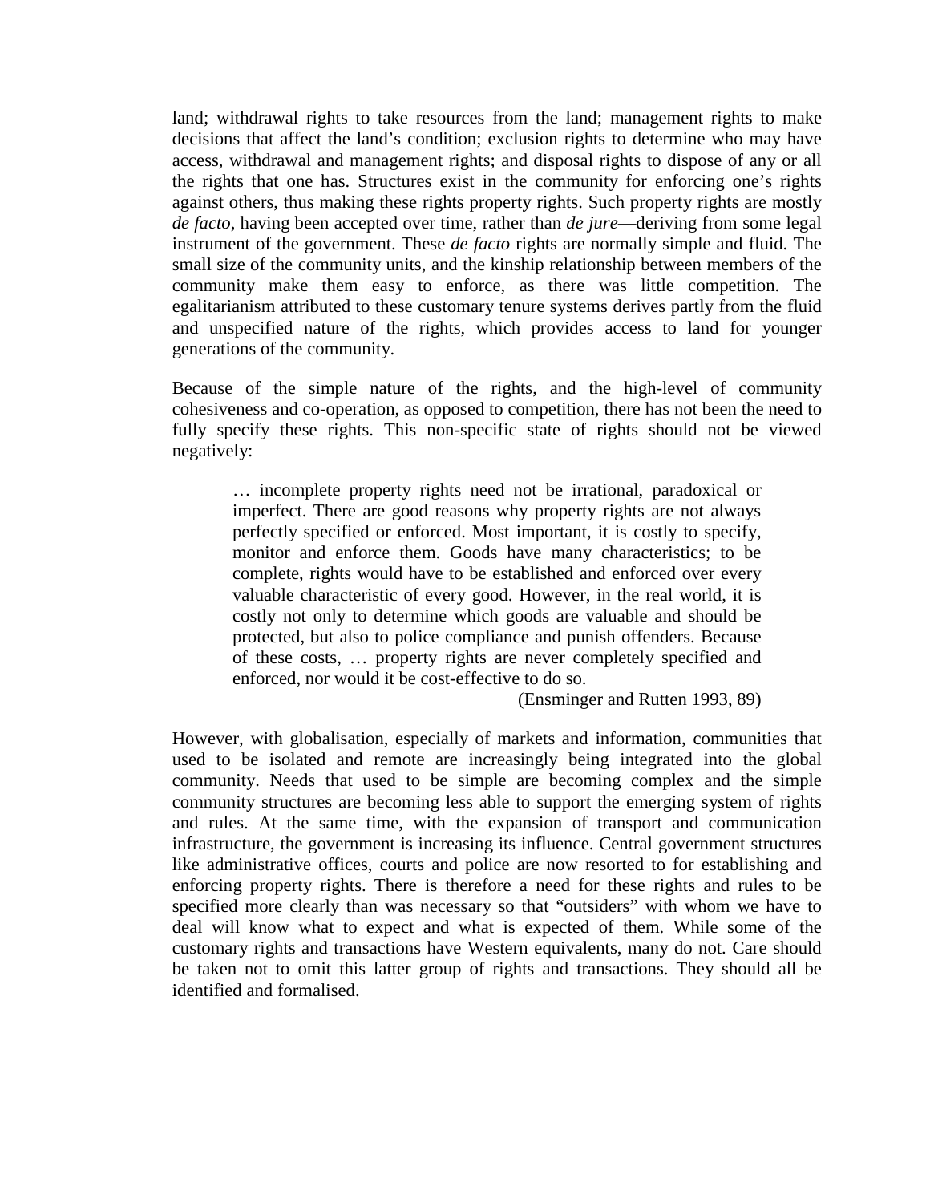land; withdrawal rights to take resources from the land; management rights to make decisions that affect the land's condition; exclusion rights to determine who may have access, withdrawal and management rights; and disposal rights to dispose of any or all the rights that one has. Structures exist in the community for enforcing one's rights against others, thus making these rights property rights. Such property rights are mostly *de facto*, having been accepted over time, rather than *de jure*—deriving from some legal instrument of the government. These *de facto* rights are normally simple and fluid. The small size of the community units, and the kinship relationship between members of the community make them easy to enforce, as there was little competition. The egalitarianism attributed to these customary tenure systems derives partly from the fluid and unspecified nature of the rights, which provides access to land for younger generations of the community.

Because of the simple nature of the rights, and the high-level of community cohesiveness and co-operation, as opposed to competition, there has not been the need to fully specify these rights. This non-specific state of rights should not be viewed negatively:

> … incomplete property rights need not be irrational, paradoxical or imperfect. There are good reasons why property rights are not always perfectly specified or enforced. Most important, it is costly to specify, monitor and enforce them. Goods have many characteristics; to be complete, rights would have to be established and enforced over every valuable characteristic of every good. However, in the real world, it is costly not only to determine which goods are valuable and should be protected, but also to police compliance and punish offenders. Because of these costs, … property rights are never completely specified and enforced, nor would it be cost-effective to do so.
>
> (Ensminger and Rutten 1993, 89)

However, with globalisation, especially of markets and information, communities that used to be isolated and remote are increasingly being integrated into the global community. Needs that used to be simple are becoming complex and the simple community structures are becoming less able to support the emerging system of rights and rules. At the same time, with the expansion of transport and communication infrastructure, the government is increasing its influence. Central government structures like administrative offices, courts and police are now resorted to for establishing and enforcing property rights. There is therefore a need for these rights and rules to be specified more clearly than was necessary so that "outsiders" with whom we have to deal will know what to expect and what is expected of them. While some of the customary rights and transactions have Western equivalents, many do not. Care should be taken not to omit this latter group of rights and transactions. They should all be identified and formalised.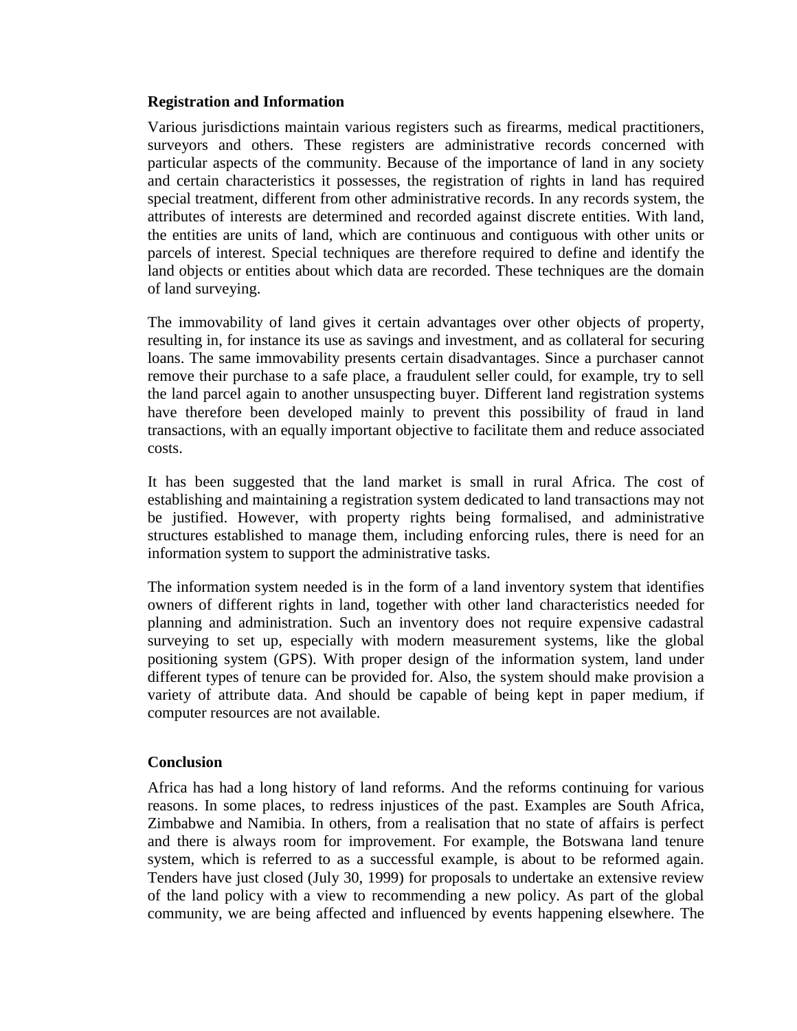**Registration and Information**

Various jurisdictions maintain various registers such as firearms, medical practitioners, surveyors and others. These registers are administrative records concerned with particular aspects of the community. Because of the importance of land in any society and certain characteristics it possesses, the registration of rights in land has required special treatment, different from other administrative records. In any records system, the attributes of interests are determined and recorded against discrete entities. With land, the entities are units of land, which are continuous and contiguous with other units or parcels of interest. Special techniques are therefore required to define and identify the land objects or entities about which data are recorded. These techniques are the domain of land surveying.

The immovability of land gives it certain advantages over other objects of property, resulting in, for instance its use as savings and investment, and as collateral for securing loans. The same immovability presents certain disadvantages. Since a purchaser cannot remove their purchase to a safe place, a fraudulent seller could, for example, try to sell the land parcel again to another unsuspecting buyer. Different land registration systems have therefore been developed mainly to prevent this possibility of fraud in land transactions, with an equally important objective to facilitate them and reduce associated costs.

It has been suggested that the land market is small in rural Africa. The cost of establishing and maintaining a registration system dedicated to land transactions may not be justified. However, with property rights being formalised, and administrative structures established to manage them, including enforcing rules, there is need for an information system to support the administrative tasks.

The information system needed is in the form of a land inventory system that identifies owners of different rights in land, together with other land characteristics needed for planning and administration. Such an inventory does not require expensive cadastral surveying to set up, especially with modern measurement systems, like the global positioning system (GPS). With proper design of the information system, land under different types of tenure can be provided for. Also, the system should make provision a variety of attribute data. And should be capable of being kept in paper medium, if computer resources are not available.

**Conclusion**

Africa has had a long history of land reforms. And the reforms continuing for various reasons. In some places, to redress injustices of the past. Examples are South Africa, Zimbabwe and Namibia. In others, from a realisation that no state of affairs is perfect and there is always room for improvement. For example, the Botswana land tenure system, which is referred to as a successful example, is about to be reformed again. Tenders have just closed (July 30, 1999) for proposals to undertake an extensive review of the land policy with a view to recommending a new policy. As part of the global community, we are being affected and influenced by events happening elsewhere. The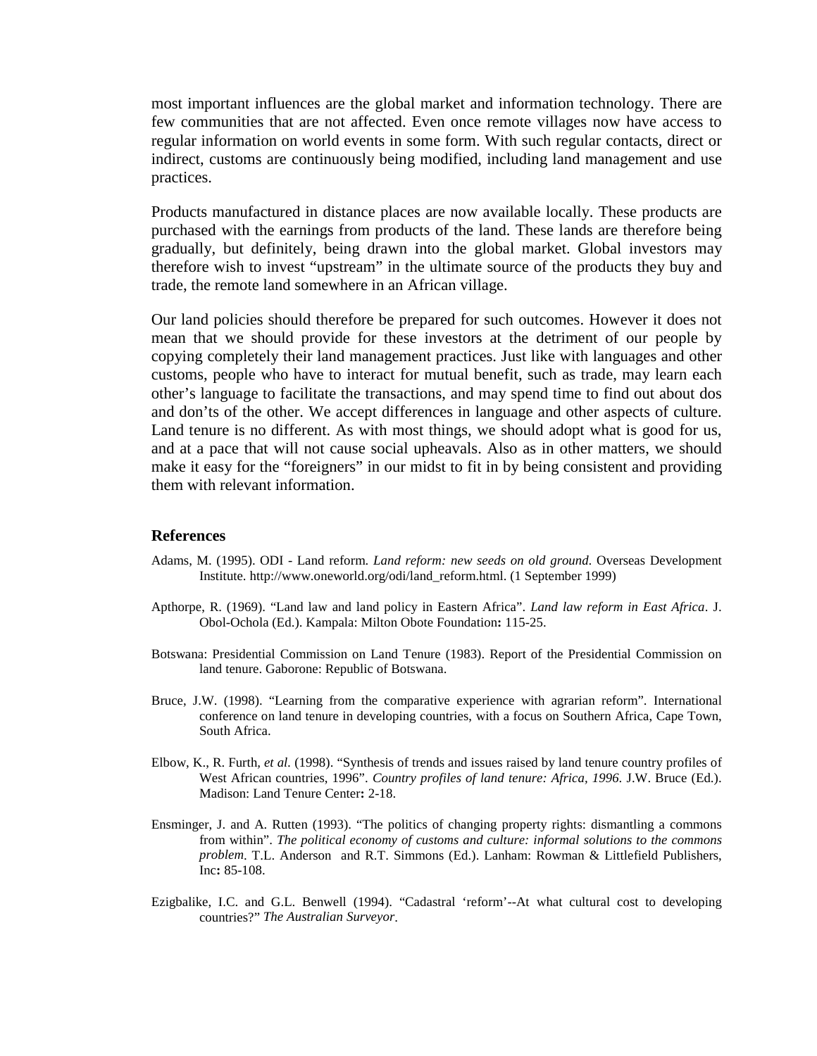most important influences are the global market and information technology. There are few communities that are not affected. Even once remote villages now have access to regular information on world events in some form. With such regular contacts, direct or indirect, customs are continuously being modified, including land management and use practices.

Products manufactured in distance places are now available locally. These products are purchased with the earnings from products of the land. These lands are therefore being gradually, but definitely, being drawn into the global market. Global investors may therefore wish to invest "upstream" in the ultimate source of the products they buy and trade, the remote land somewhere in an African village.

Our land policies should therefore be prepared for such outcomes. However it does not mean that we should provide for these investors at the detriment of our people by copying completely their land management practices. Just like with languages and other customs, people who have to interact for mutual benefit, such as trade, may learn each other's language to facilitate the transactions, and may spend time to find out about dos and don'ts of the other. We accept differences in language and other aspects of culture. Land tenure is no different. As with most things, we should adopt what is good for us, and at a pace that will not cause social upheavals. Also as in other matters, we should make it easy for the "foreigners" in our midst to fit in by being consistent and providing them with relevant information.

## References

Adams, M. (1995). ODI - Land reform. *Land reform: new seeds on old ground*. Overseas Development Institute. http://www.oneworld.org/odi/land_reform.html. (1 September 1999)

Apthorpe, R. (1969). "Land law and land policy in Eastern Africa". *Land law reform in East Africa*. J. Obol-Ochola (Ed.). Kampala: Milton Obote Foundation**:** 115-25.

Botswana: Presidential Commission on Land Tenure (1983). Report of the Presidential Commission on land tenure. Gaborone: Republic of Botswana.

Bruce, J.W. (1998). "Learning from the comparative experience with agrarian reform". International conference on land tenure in developing countries, with a focus on Southern Africa, Cape Town, South Africa.

Elbow, K., R. Furth, *et al.* (1998). "Synthesis of trends and issues raised by land tenure country profiles of West African countries, 1996". *Country profiles of land tenure: Africa, 1996*. J.W. Bruce (Ed.). Madison: Land Tenure Center**:** 2-18.

Ensminger, J. and A. Rutten (1993). "The politics of changing property rights: dismantling a commons from within". *The political economy of customs and culture: informal solutions to the commons problem*. T.L. Anderson and R.T. Simmons (Ed.). Lanham: Rowman & Littlefield Publishers, Inc**:** 85-108.

Ezigbalike, I.C. and G.L. Benwell (1994). "Cadastral 'reform'--At what cultural cost to developing countries?" *The Australian Surveyor*.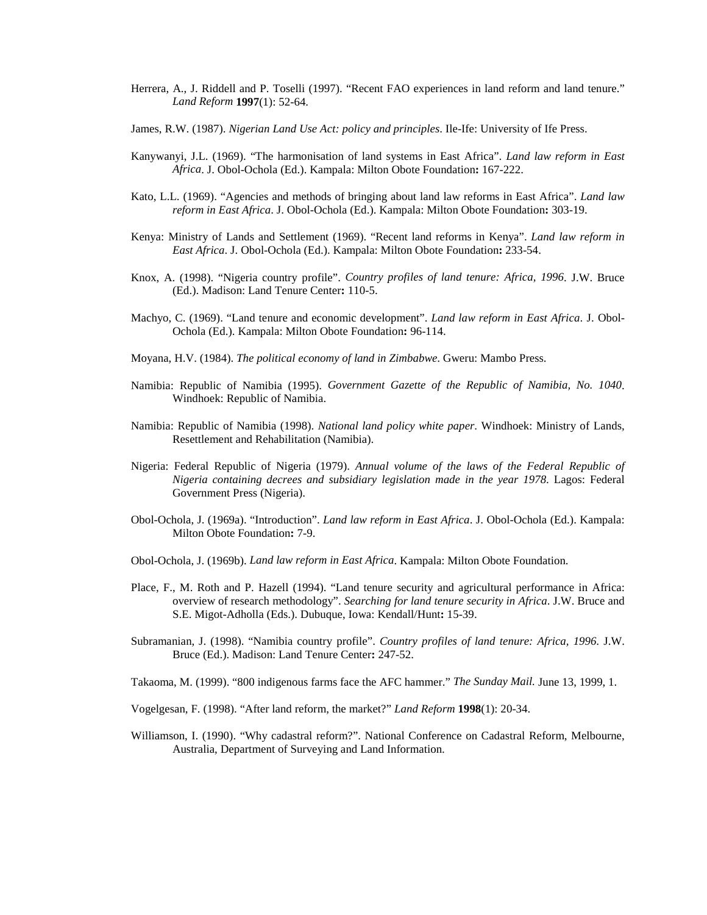Herrera, A., J. Riddell and P. Toselli (1997). "Recent FAO experiences in land reform and land tenure." *Land Reform* **1997**(1): 52-64.

James, R.W. (1987). *Nigerian Land Use Act: policy and principles*. Ile-Ife: University of Ife Press.

Kanywanyi, J.L. (1969). "The harmonisation of land systems in East Africa". *Land law reform in East Africa*. J. Obol-Ochola (Ed.). Kampala: Milton Obote Foundation**:** 167-222.

Kato, L.L. (1969). "Agencies and methods of bringing about land law reforms in East Africa". *Land law reform in East Africa*. J. Obol-Ochola (Ed.). Kampala: Milton Obote Foundation**:** 303-19.

Kenya: Ministry of Lands and Settlement (1969). "Recent land reforms in Kenya". *Land law reform in East Africa*. J. Obol-Ochola (Ed.). Kampala: Milton Obote Foundation**:** 233-54.

Knox, A. (1998). "Nigeria country profile". *Country profiles of land tenure: Africa, 1996*. J.W. Bruce (Ed.). Madison: Land Tenure Center**:** 110-5.

Machyo, C. (1969). "Land tenure and economic development". *Land law reform in East Africa*. J. Obol-Ochola (Ed.). Kampala: Milton Obote Foundation**:** 96-114.

Moyana, H.V. (1984). *The political economy of land in Zimbabwe*. Gweru: Mambo Press.

Namibia: Republic of Namibia (1995). *Government Gazette of the Republic of Namibia, No. 1040*. Windhoek: Republic of Namibia.

Namibia: Republic of Namibia (1998). *National land policy white paper*. Windhoek: Ministry of Lands, Resettlement and Rehabilitation (Namibia).

Nigeria: Federal Republic of Nigeria (1979). *Annual volume of the laws of the Federal Republic of Nigeria containing decrees and subsidiary legislation made in the year 1978*. Lagos: Federal Government Press (Nigeria).

Obol-Ochola, J. (1969a). "Introduction". *Land law reform in East Africa*. J. Obol-Ochola (Ed.). Kampala: Milton Obote Foundation**:** 7-9.

Obol-Ochola, J. (1969b). *Land law reform in East Africa*. Kampala: Milton Obote Foundation.

Place, F., M. Roth and P. Hazell (1994). "Land tenure security and agricultural performance in Africa: overview of research methodology". *Searching for land tenure security in Africa*. J.W. Bruce and S.E. Migot-Adholla (Eds.). Dubuque, Iowa: Kendall/Hunt**:** 15-39.

Subramanian, J. (1998). "Namibia country profile". *Country profiles of land tenure: Africa, 1996*. J.W. Bruce (Ed.). Madison: Land Tenure Center**:** 247-52.

Takaoma, M. (1999). "800 indigenous farms face the AFC hammer." *The Sunday Mail.* June 13, 1999, 1.

Vogelgesan, F. (1998). "After land reform, the market?" *Land Reform* **1998**(1): 20-34.

Williamson, I. (1990). "Why cadastral reform?". National Conference on Cadastral Reform, Melbourne, Australia, Department of Surveying and Land Information.